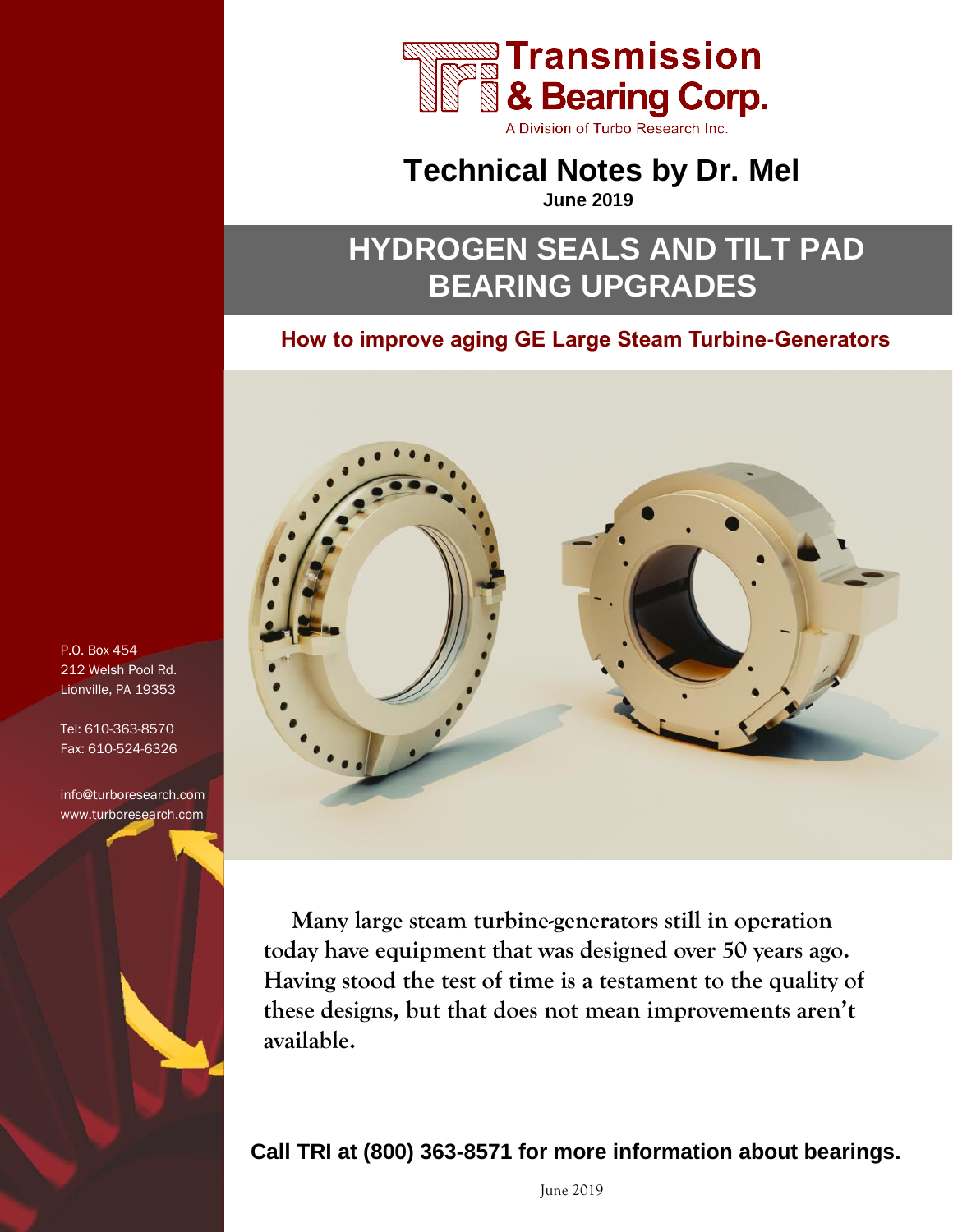Transmission & Bearing Corp.

A Division of Turbo Research Inc.

# Technical Notes by Dr. Mel

**June 2019**

# HYDROGEN SEALS AND TILT PAD BEARING UPGRADES

## How to improve aging GE Large Steam Turbine-Generators

P.O. Box 454
212 Welsh Pool Rd.
Lionville, PA 19353

Tel: 610-363-8570
Fax: 610-524-6326

info@turboresearch.com
www.turboresearch.com

**Many large steam turbine-generators still in operation today have equipment that was designed over 50 years ago. Having stood the test of time is a testament to the quality of these designs, but that does not mean improvements aren't available.**

**Call TRI at (800) 363-8571 for more information about bearings.**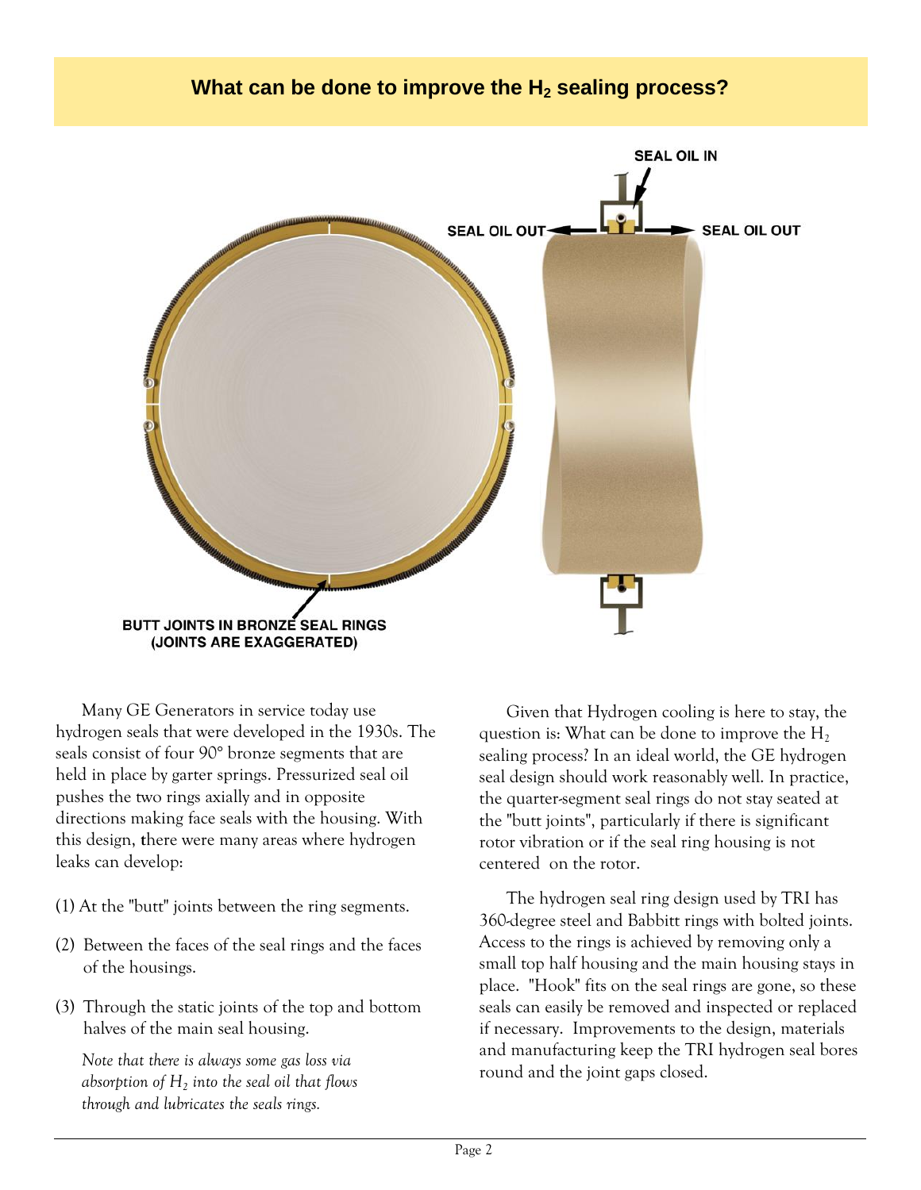## What can be done to improve the $H_2$ sealing process?

SEAL OIL IN

SEAL OIL OUT

SEAL OIL OUT

BUTT JOINTS IN BRONZE SEAL RINGS
(JOINTS ARE EXAGGERATED)

Many GE Generators in service today use hydrogen seals that were developed in the 1930s. The seals consist of four 90° bronze segments that are held in place by garter springs. Pressurized seal oil pushes the two rings axially and in opposite directions making face seals with the housing. With this design, there were many areas where hydrogen leaks can develop:

(1) At the "butt" joints between the ring segments.

(2) Between the faces of the seal rings and the faces of the housings.

(3) Through the static joints of the top and bottom halves of the main seal housing.

*Note that there is always some gas loss via absorption of $H_2$ into the seal oil that flows through and lubricates the seals rings.*

Given that Hydrogen cooling is here to stay, the question is: What can be done to improve the $H_2$ sealing process? In an ideal world, the GE hydrogen seal design should work reasonably well. In practice, the quarter-segment seal rings do not stay seated at the "butt joints", particularly if there is significant rotor vibration or if the seal ring housing is not centered on the rotor.

The hydrogen seal ring design used by TRI has 360-degree steel and Babbitt rings with bolted joints. Access to the rings is achieved by removing only a small top half housing and the main housing stays in place. "Hook" fits on the seal rings are gone, so these seals can easily be removed and inspected or replaced if necessary. Improvements to the design, materials and manufacturing keep the TRI hydrogen seal bores round and the joint gaps closed.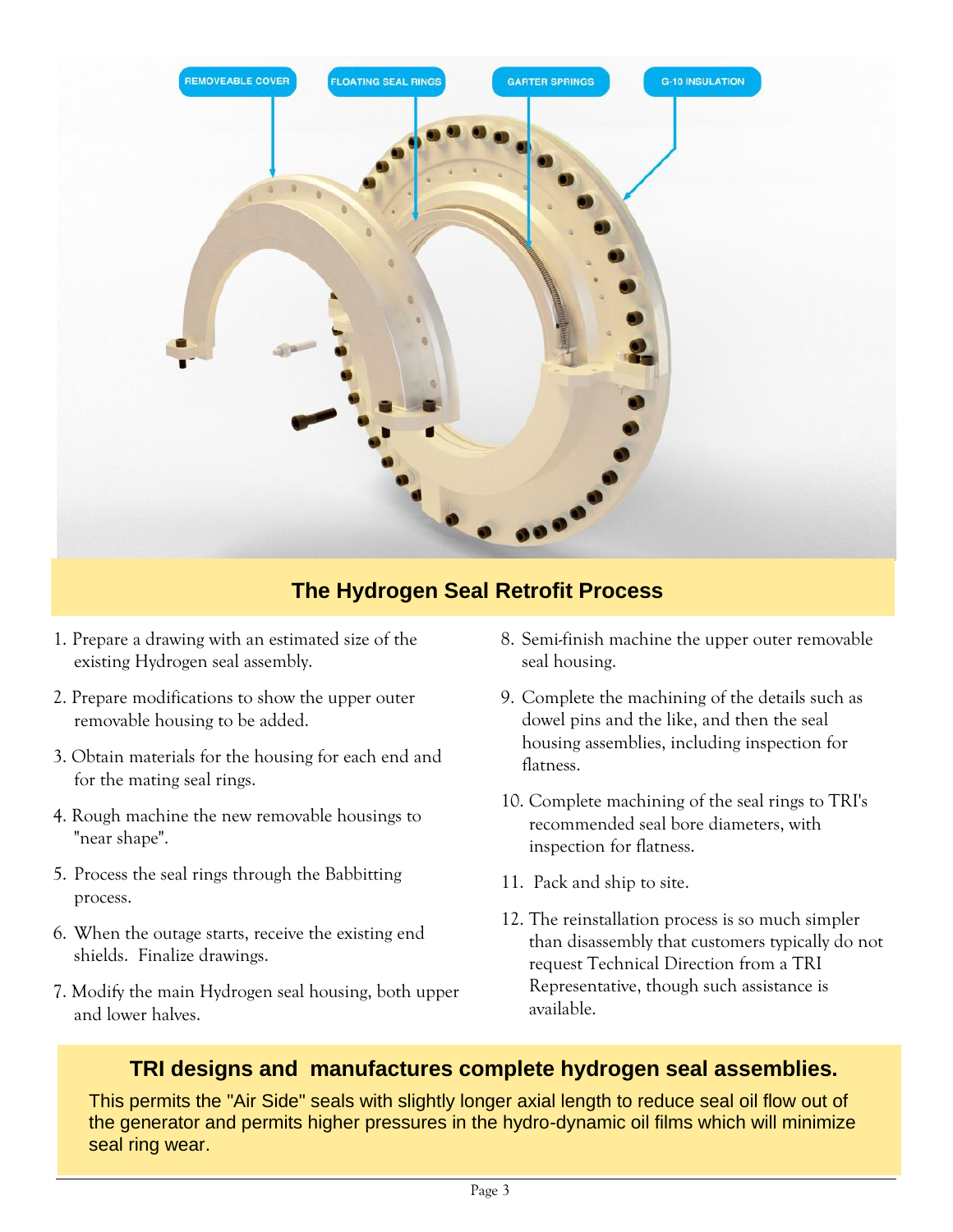## The Hydrogen Seal Retrofit Process

1. Prepare a drawing with an estimated size of the existing Hydrogen seal assembly.
2. Prepare modifications to show the upper outer removable housing to be added.
3. Obtain materials for the housing for each end and for the mating seal rings.
4. Rough machine the new removable housings to "near shape".
5. Process the seal rings through the Babbitting process.
6. When the outage starts, receive the existing end shields. Finalize drawings.
7. Modify the main Hydrogen seal housing, both upper and lower halves.
8. Semi-finish machine the upper outer removable seal housing.
9. Complete the machining of the details such as dowel pins and the like, and then the seal housing assemblies, including inspection for flatness.
10. Complete machining of the seal rings to TRI's recommended seal bore diameters, with inspection for flatness.
11. Pack and ship to site.
12. The reinstallation process is so much simpler than disassembly that customers typically do not request Technical Direction from a TRI Representative, though such assistance is available.

## TRI designs and manufactures complete hydrogen seal assemblies.

This permits the "Air Side" seals with slightly longer axial length to reduce seal oil flow out of the generator and permits higher pressures in the hydro-dynamic oil films which will minimize seal ring wear.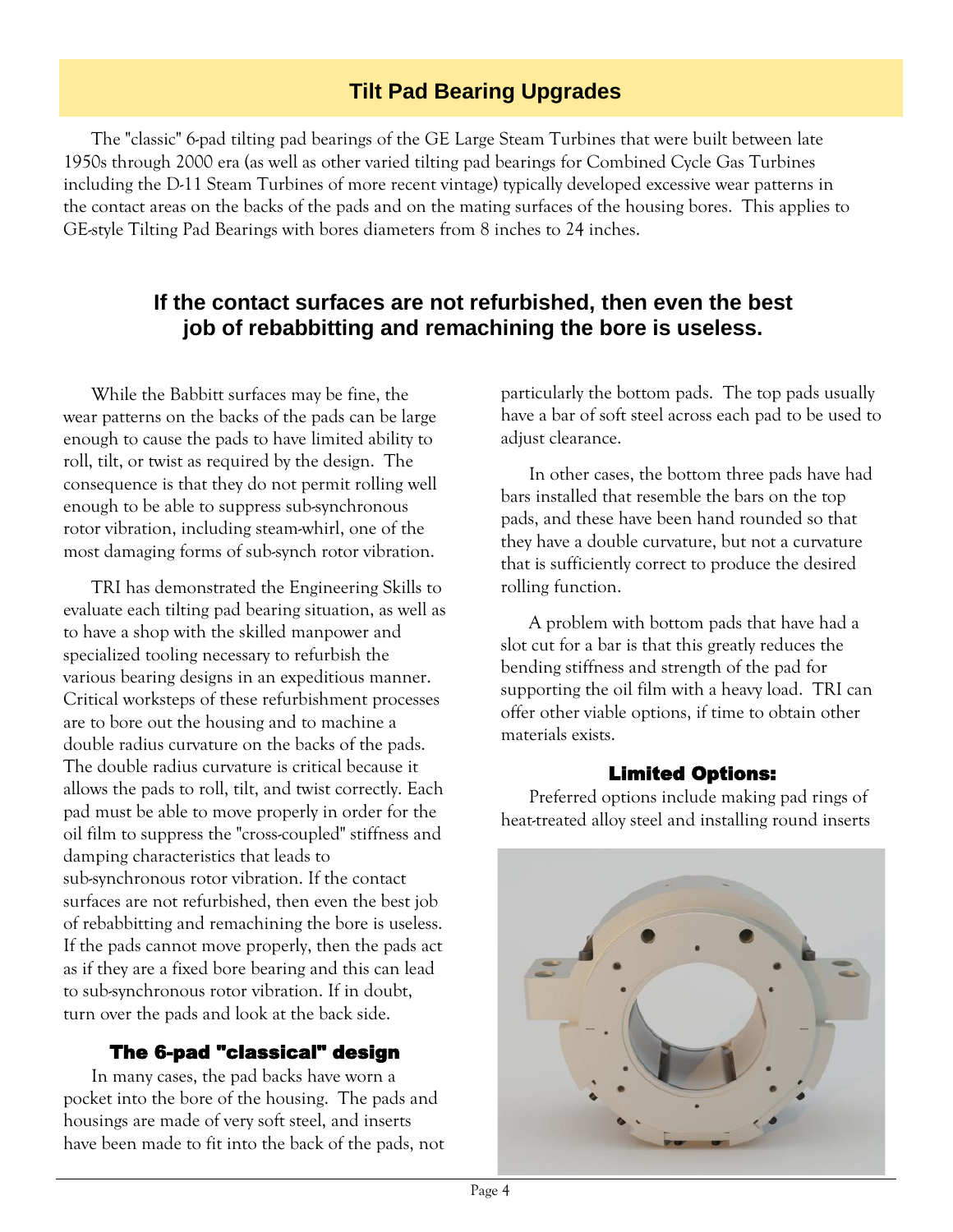## Tilt Pad Bearing Upgrades

The "classic" 6-pad tilting pad bearings of the GE Large Steam Turbines that were built between late 1950s through 2000 era (as well as other varied tilting pad bearings for Combined Cycle Gas Turbines including the D-11 Steam Turbines of more recent vintage) typically developed excessive wear patterns in the contact areas on the backs of the pads and on the mating surfaces of the housing bores. This applies to GE-style Tilting Pad Bearings with bores diameters from 8 inches to 24 inches.

**If the contact surfaces are not refurbished, then even the best job of rebabbitting and remachining the bore is useless.**

While the Babbitt surfaces may be fine, the wear patterns on the backs of the pads can be large enough to cause the pads to have limited ability to roll, tilt, or twist as required by the design. The consequence is that they do not permit rolling well enough to be able to suppress sub-synchronous rotor vibration, including steam-whirl, one of the most damaging forms of sub-synch rotor vibration.

TRI has demonstrated the Engineering Skills to evaluate each tilting pad bearing situation, as well as to have a shop with the skilled manpower and specialized tooling necessary to refurbish the various bearing designs in an expeditious manner. Critical worksteps of these refurbishment processes are to bore out the housing and to machine a double radius curvature on the backs of the pads. The double radius curvature is critical because it allows the pads to roll, tilt, and twist correctly. Each pad must be able to move properly in order for the oil film to suppress the "cross-coupled" stiffness and damping characteristics that leads to sub-synchronous rotor vibration. If the contact surfaces are not refurbished, then even the best job of rebabbitting and remachining the bore is useless. If the pads cannot move properly, then the pads act as if they are a fixed bore bearing and this can lead to sub-synchronous rotor vibration. If in doubt, turn over the pads and look at the back side.

### The 6-pad "classical" design

In many cases, the pad backs have worn a pocket into the bore of the housing. The pads and housings are made of very soft steel, and inserts have been made to fit into the back of the pads, not particularly the bottom pads. The top pads usually have a bar of soft steel across each pad to be used to adjust clearance.

In other cases, the bottom three pads have had bars installed that resemble the bars on the top pads, and these have been hand rounded so that they have a double curvature, but not a curvature that is sufficiently correct to produce the desired rolling function.

A problem with bottom pads that have had a slot cut for a bar is that this greatly reduces the bending stiffness and strength of the pad for supporting the oil film with a heavy load. TRI can offer other viable options, if time to obtain other materials exists.

### Limited Options:

Preferred options include making pad rings of heat-treated alloy steel and installing round inserts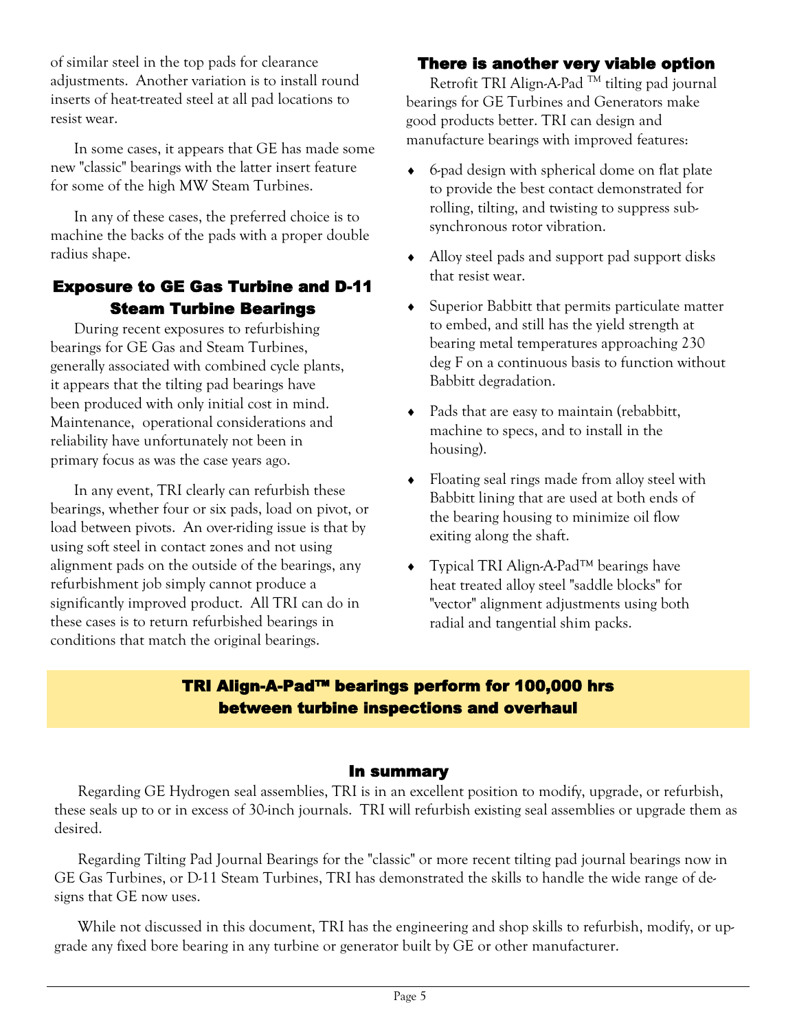of similar steel in the top pads for clearance adjustments. Another variation is to install round inserts of heat-treated steel at all pad locations to resist wear.

In some cases, it appears that GE has made some new "classic" bearings with the latter insert feature for some of the high MW Steam Turbines.

In any of these cases, the preferred choice is to machine the backs of the pads with a proper double radius shape.

## Exposure to GE Gas Turbine and D-11 Steam Turbine Bearings

During recent exposures to refurbishing bearings for GE Gas and Steam Turbines, generally associated with combined cycle plants, it appears that the tilting pad bearings have been produced with only initial cost in mind. Maintenance, operational considerations and reliability have unfortunately not been in primary focus as was the case years ago.

In any event, TRI clearly can refurbish these bearings, whether four or six pads, load on pivot, or load between pivots. An over-riding issue is that by using soft steel in contact zones and not using alignment pads on the outside of the bearings, any refurbishment job simply cannot produce a significantly improved product. All TRI can do in these cases is to return refurbished bearings in conditions that match the original bearings.

## There is another very viable option

Retrofit TRI Align-A-Pad ™ tilting pad journal bearings for GE Turbines and Generators make good products better. TRI can design and manufacture bearings with improved features:

- 6-pad design with spherical dome on flat plate to provide the best contact demonstrated for rolling, tilting, and twisting to suppress sub-synchronous rotor vibration.
- Alloy steel pads and support pad support disks that resist wear.
- Superior Babbitt that permits particulate matter to embed, and still has the yield strength at bearing metal temperatures approaching 230 deg F on a continuous basis to function without Babbitt degradation.
- Pads that are easy to maintain (rebabbitt, machine to specs, and to install in the housing).
- Floating seal rings made from alloy steel with Babbitt lining that are used at both ends of the bearing housing to minimize oil flow exiting along the shaft.
- Typical TRI Align-A-Pad™ bearings have heat treated alloy steel "saddle blocks" for "vector" alignment adjustments using both radial and tangential shim packs.

**TRI Align-A-Pad™ bearings perform for 100,000 hrs between turbine inspections and overhaul**

## In summary

Regarding GE Hydrogen seal assemblies, TRI is in an excellent position to modify, upgrade, or refurbish, these seals up to or in excess of 30-inch journals. TRI will refurbish existing seal assemblies or upgrade them as desired.

Regarding Tilting Pad Journal Bearings for the "classic" or more recent tilting pad journal bearings now in GE Gas Turbines, or D-11 Steam Turbines, TRI has demonstrated the skills to handle the wide range of designs that GE now uses.

While not discussed in this document, TRI has the engineering and shop skills to refurbish, modify, or upgrade any fixed bore bearing in any turbine or generator built by GE or other manufacturer.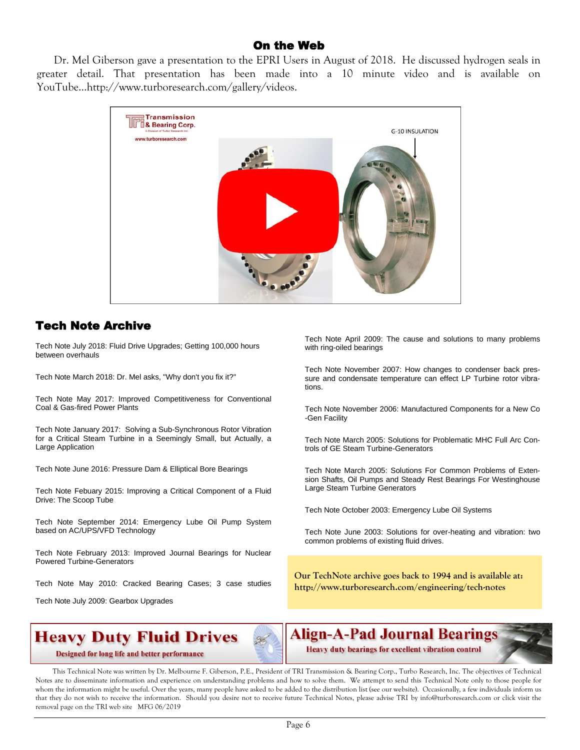## On the Web

Dr. Mel Giberson gave a presentation to the EPRI Users in August of 2018. He discussed hydrogen seals in greater detail. That presentation has been made into a 10 minute video and is available on YouTube...http://www.turboresearch.com/gallery/videos.

Transmission & Bearing Corp.
A Division of Turbo Research Inc.
www.turboresearch.com

G-10 INSULATION

## Tech Note Archive

Tech Note July 2018: Fluid Drive Upgrades; Getting 100,000 hours between overhauls

Tech Note March 2018: Dr. Mel asks, "Why don't you fix it?"

Tech Note May 2017: Improved Competitiveness for Conventional Coal & Gas-fired Power Plants

Tech Note January 2017: Solving a Sub-Synchronous Rotor Vibration for a Critical Steam Turbine in a Seemingly Small, but Actually, a Large Application

Tech Note June 2016: Pressure Dam & Elliptical Bore Bearings

Tech Note Febuary 2015: Improving a Critical Component of a Fluid Drive: The Scoop Tube

Tech Note September 2014: Emergency Lube Oil Pump System based on AC/UPS/VFD Technology

Tech Note February 2013: Improved Journal Bearings for Nuclear Powered Turbine-Generators

Tech Note May 2010: Cracked Bearing Cases; 3 case studies

Tech Note July 2009: Gearbox Upgrades

Tech Note April 2009: The cause and solutions to many problems with ring-oiled bearings

Tech Note November 2007: How changes to condenser back pressure and condensate temperature can effect LP Turbine rotor vibrations.

Tech Note November 2006: Manufactured Components for a New Co-Gen Facility

Tech Note March 2005: Solutions for Problematic MHC Full Arc Controls of GE Steam Turbine-Generators

Tech Note March 2005: Solutions For Common Problems of Extension Shafts, Oil Pumps and Steady Rest Bearings For Westinghouse Large Steam Turbine Generators

Tech Note October 2003: Emergency Lube Oil Systems

Tech Note June 2003: Solutions for over-heating and vibration: two common problems of existing fluid drives.

**Our TechNote archive goes back to 1994 and is available at: http://www.turboresearch.com/engineering/tech-notes**

**Heavy Duty Fluid Drives**
Designed for long life and better performance

**Align-A-Pad Journal Bearings**
Heavy duty bearings for excellent vibration control

This Technical Note was written by Dr. Melbourne F. Giberson, P.E., President of TRI Transmission & Bearing Corp., Turbo Research, Inc. The objectives of Technical Notes are to disseminate information and experience on understanding problems and how to solve them. We attempt to send this Technical Note only to those people for whom the information might be useful. Over the years, many people have asked to be added to the distribution list (see our website). Occasionally, a few individuals inform us that they do not wish to receive the information. Should you desire not to receive future Technical Notes, please advise TRI by info@turboresearch.com or click visit the removal page on the TRI web site MFG 06/2019